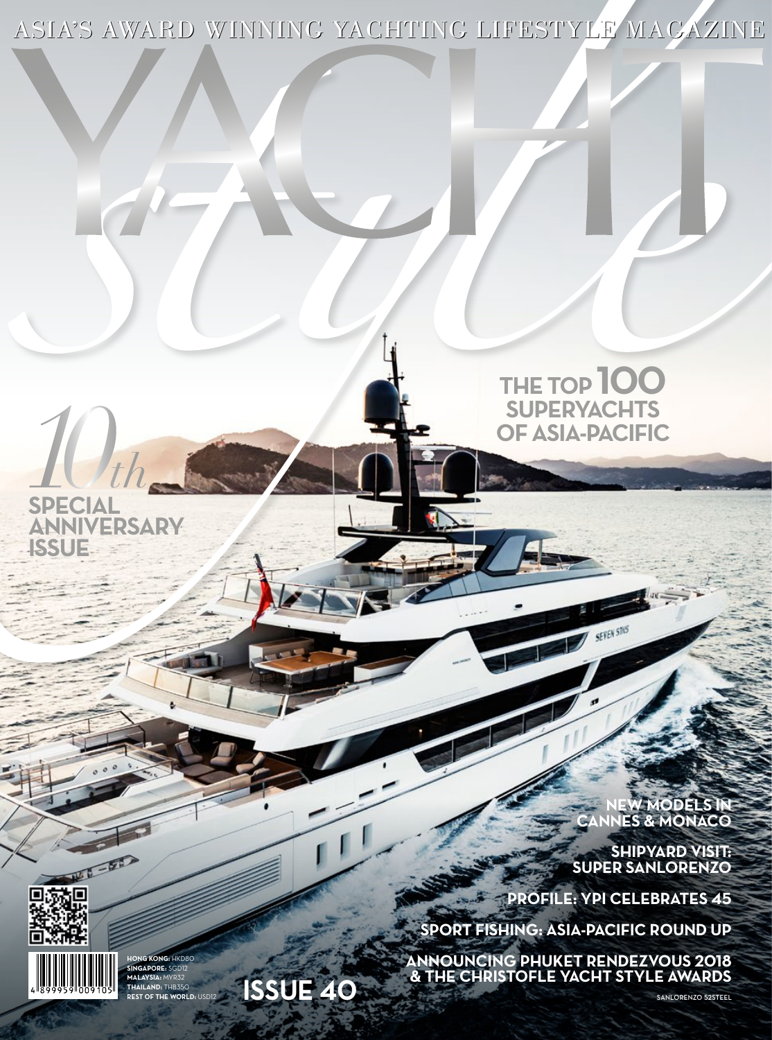ASIA'S AWARD WINNING YACHTING LIFESTYLE MAGAZINE

# YACHT *style*

*10th*

**SPECIAL ANNIVERSARY ISSUE**

## THE TOP 100 SUPERYACHTS OF ASIA-PACIFIC

**NEW MODELS IN CANNES & MONACO**

**SHIPYARD VISIT: SUPER SANLORENZO**

**PROFILE: YPI CELEBRATES 45**

**SPORT FISHING: ASIA-PACIFIC ROUND UP**

**ANNOUNCING PHUKET RENDEZVOUS 2018 & THE CHRISTOFLE YACHT STYLE AWARDS**

SANLORENZO 52STEEL

**ISSUE 40**

**HONG KONG:** HKD80
**SINGAPORE:** SGD12
**MALAYSIA:** MYR32
**THAILAND:** THB350
**REST OF THE WORLD:** USD12

4 899959 009105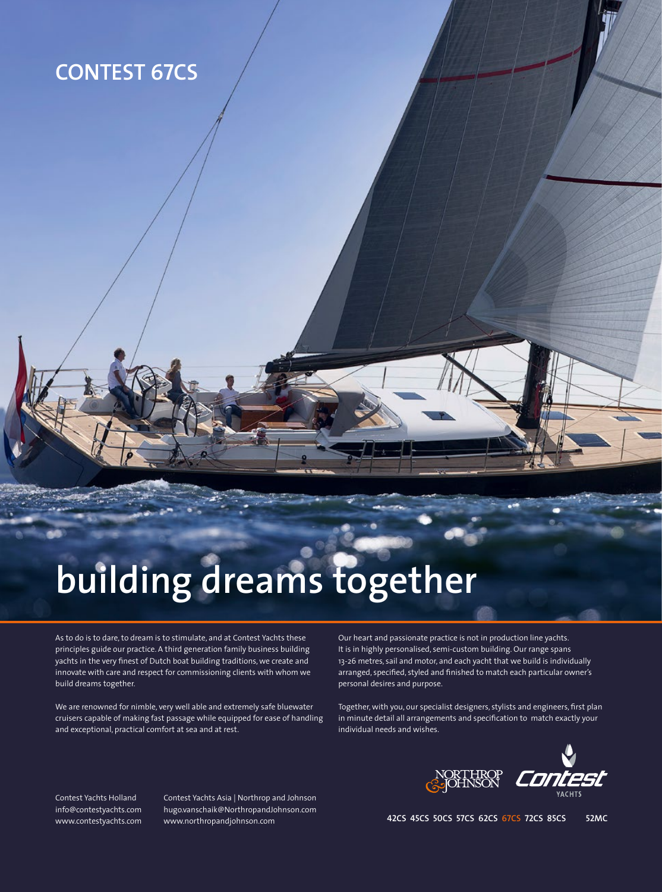## CONTEST 67CS

# building dreams together

As to do is to dare, to dream is to stimulate, and at Contest Yachts these principles guide our practice. A third generation family business building yachts in the very finest of Dutch boat building traditions, we create and innovate with care and respect for commissioning clients with whom we build dreams together.

We are renowned for nimble, very well able and extremely safe bluewater cruisers capable of making fast passage while equipped for ease of handling and exceptional, practical comfort at sea and at rest.

Our heart and passionate practice is not in production line yachts. It is in highly personalised, semi-custom building. Our range spans 13-26 metres, sail and motor, and each yacht that we build is individually arranged, specified, styled and finished to match each particular owner's personal desires and purpose.

Together, with you, our specialist designers, stylists and engineers, first plan in minute detail all arrangements and specification to match exactly your individual needs and wishes.

Northrop & Johnson | Contest Yachts

Contest Yachts Holland
info@contestyachts.com
www.contestyachts.com

Contest Yachts Asia | Northrop and Johnson
hugo.vanschaik@NorthropandJohnson.com
www.northropandjohnson.com

**42CS 45CS 50CS 57CS 62CS 67CS 72CS 85CS 52MC**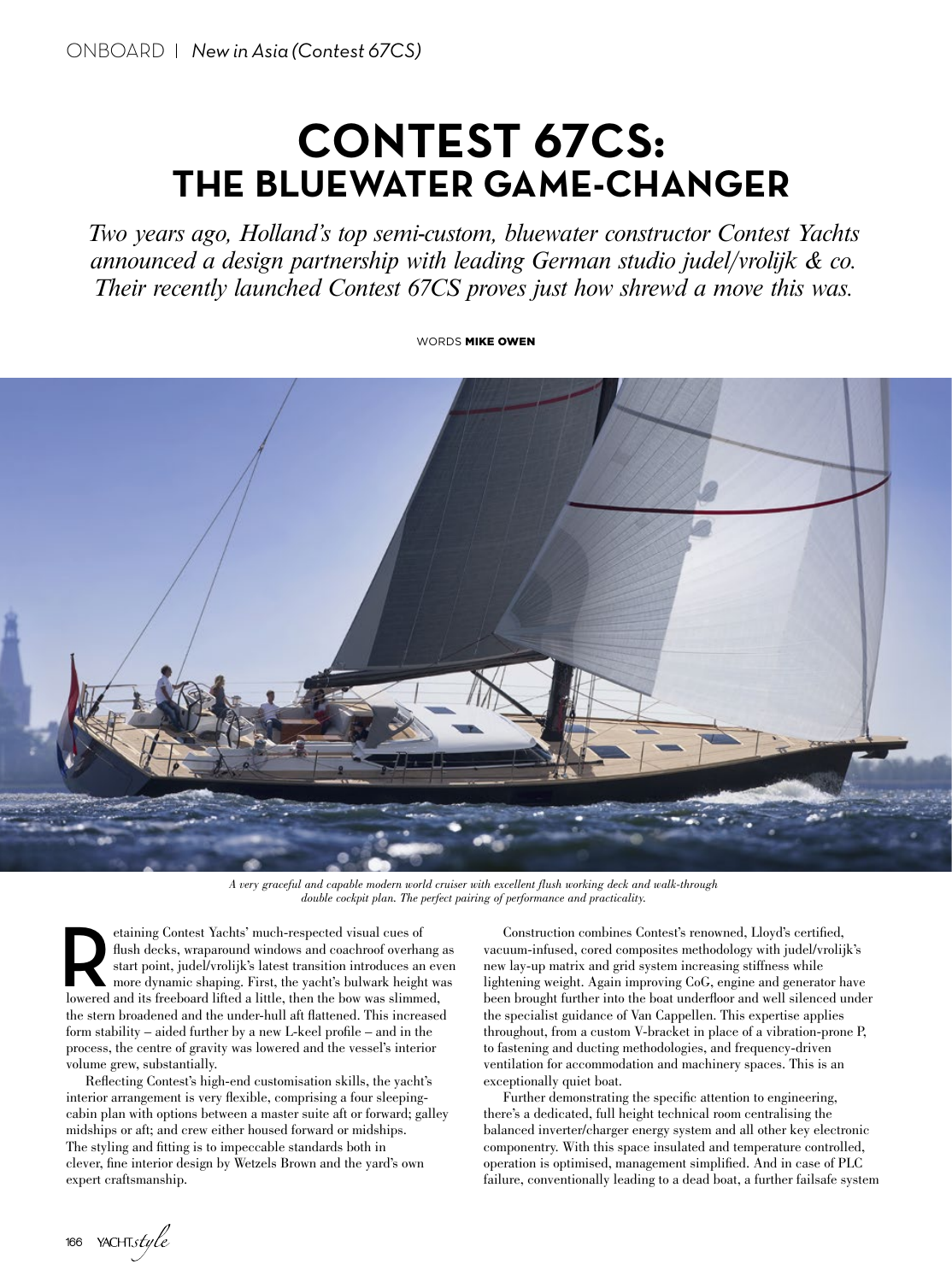# CONTEST 67CS: THE BLUEWATER GAME-CHANGER

*Two years ago, Holland's top semi-custom, bluewater constructor Contest Yachts announced a design partnership with leading German studio judel/vrolijk & co. Their recently launched Contest 67CS proves just how shrewd a move this was.*

WORDS **MIKE OWEN**

*A very graceful and capable modern world cruiser with excellent flush working deck and walk-through double cockpit plan. The perfect pairing of performance and practicality.*

Retaining Contest Yachts' much-respected visual cues of flush decks, wraparound windows and coachroof overhang as start point, judel/vrolijk's latest transition introduces an even more dynamic shaping. First, the yacht's bulwark height was lowered and its freeboard lifted a little, then the bow was slimmed, the stern broadened and the under-hull aft flattened. This increased form stability – aided further by a new L-keel profile – and in the process, the centre of gravity was lowered and the vessel's interior volume grew, substantially.

Reflecting Contest's high-end customisation skills, the yacht's interior arrangement is very flexible, comprising a four sleeping-cabin plan with options between a master suite aft or forward; galley midships or aft; and crew either housed forward or midships. The styling and fitting is to impeccable standards both in clever, fine interior design by Wetzels Brown and the yard's own expert craftsmanship.

Construction combines Contest's renowned, Lloyd's certified, vacuum-infused, cored composites methodology with judel/vrolijk's new lay-up matrix and grid system increasing stiffness while lightening weight. Again improving CoG, engine and generator have been brought further into the boat underfloor and well silenced under the specialist guidance of Van Cappellen. This expertise applies throughout, from a custom V-bracket in place of a vibration-prone P, to fastening and ducting methodologies, and frequency-driven ventilation for accommodation and machinery spaces. This is an exceptionally quiet boat.

Further demonstrating the specific attention to engineering, there's a dedicated, full height technical room centralising the balanced inverter/charger energy system and all other key electronic componentry. With this space insulated and temperature controlled, operation is optimised, management simplified. And in case of PLC failure, conventionally leading to a dead boat, a further failsafe system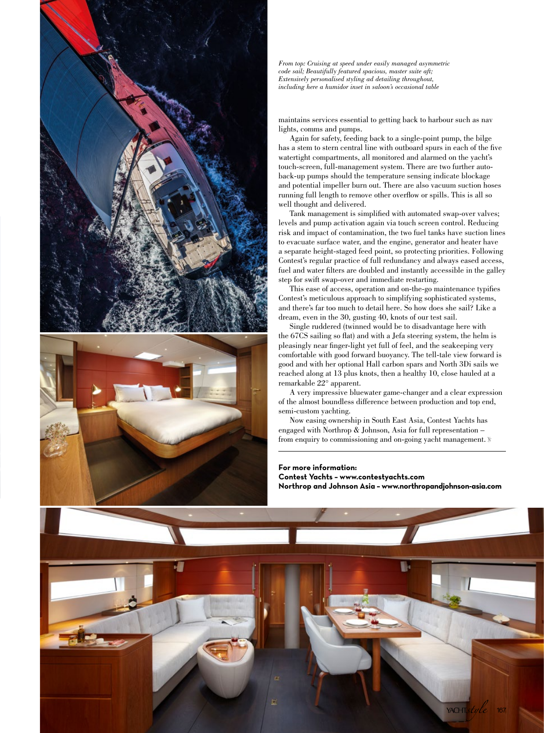*From top: Cruising at speed under easily managed asymmetric code sail; Beautifully featured spacious, master suite aft; Extensively personalised styling ad detailing throughout, including here a humidor inset in saloon's occasional table*

maintains services essential to getting back to harbour such as nav lights, comms and pumps.

Again for safety, feeding back to a single-point pump, the bilge has a stem to stern central line with outboard spurs in each of the five watertight compartments, all monitored and alarmed on the yacht's touch-screen, full-management system. There are two further auto-back-up pumps should the temperature sensing indicate blockage and potential impeller burn out. There are also vacuum suction hoses running full length to remove other overflow or spills. This is all so well thought and delivered.

Tank management is simplified with automated swap-over valves; levels and pump activation again via touch screen control. Reducing risk and impact of contamination, the two fuel tanks have suction lines to evacuate surface water, and the engine, generator and heater have a separate height-staged feed point, so protecting priorities. Following Contest's regular practice of full redundancy and always eased access, fuel and water filters are doubled and instantly accessible in the galley step for swift swap-over and immediate restarting.

This ease of access, operation and on-the-go maintenance typifies Contest's meticulous approach to simplifying sophisticated systems, and there's far too much to detail here. So how does she sail? Like a dream, even in the 30, gusting 40, knots of our test sail.

Single ruddered (twinned would be to disadvantage here with the 67CS sailing so flat) and with a Jefa steering system, the helm is pleasingly near finger-light yet full of feel, and the seakeeping very comfortable with good forward buoyancy. The tell-tale view forward is good and with her optional Hall carbon spars and North 3Di sails we reached along at 13 plus knots, then a healthy 10, close hauled at a remarkable 22° apparent.

A very impressive bluewater game-changer and a clear expression of the almost boundless difference between production and top end, semi-custom yachting.

Now easing ownership in South East Asia, Contest Yachts has engaged with Northrop & Johnson, Asia for full representation – from enquiry to commissioning and on-going yacht management.

**For more information:**
**Contest Yachts – www.contestyachts.com**
**Northrop and Johnson Asia – www.northropandjohnson-asia.com**